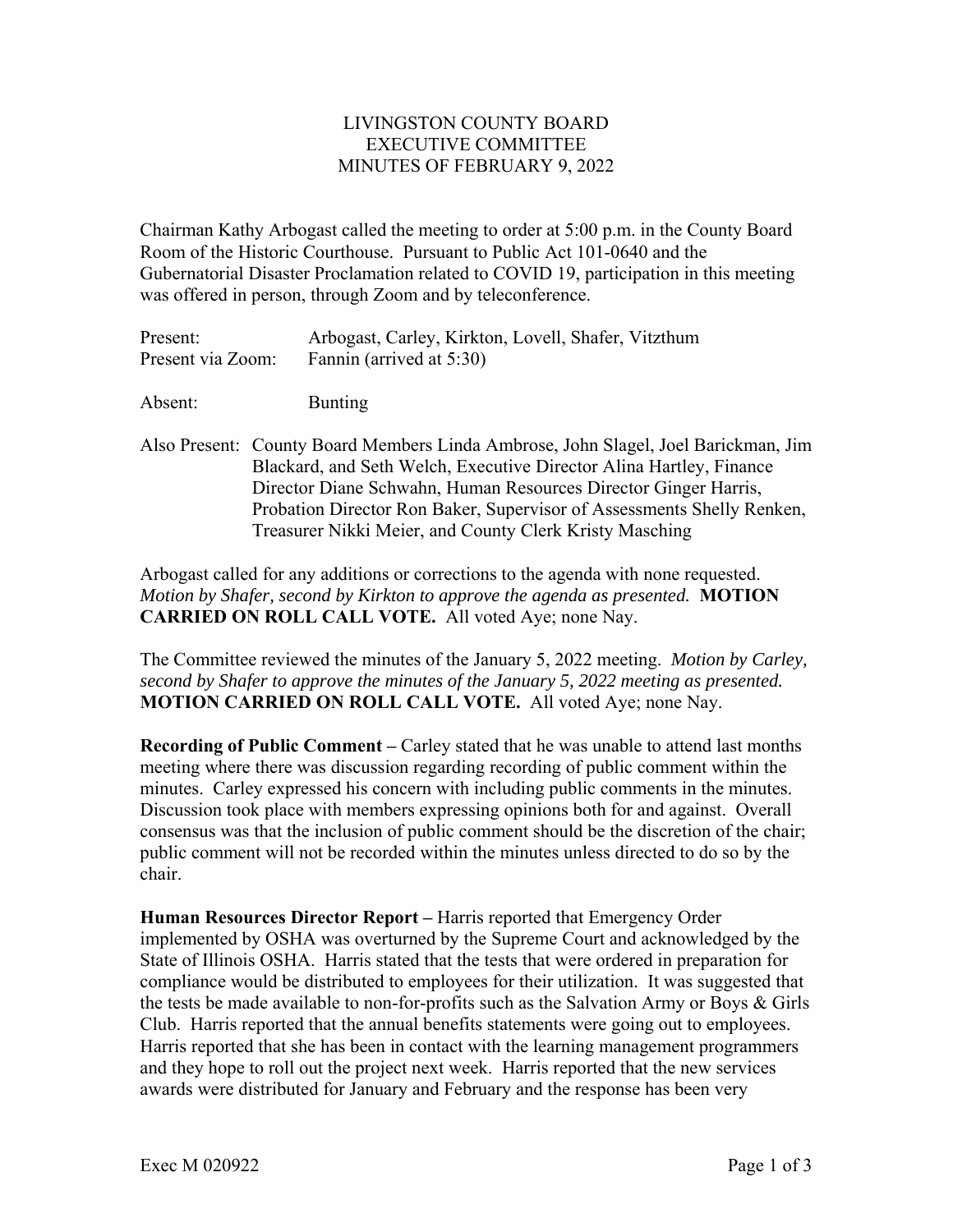LIVINGSTON COUNTY BOARD
EXECUTIVE COMMITTEE
MINUTES OF FEBRUARY 9, 2022

Chairman Kathy Arbogast called the meeting to order at 5:00 p.m. in the County Board Room of the Historic Courthouse. Pursuant to Public Act 101-0640 and the Gubernatorial Disaster Proclamation related to COVID 19, participation in this meeting was offered in person, through Zoom and by teleconference.

| | |
|---|---|
| Present: | Arbogast, Carley, Kirkton, Lovell, Shafer, Vitzthum |
| Present via Zoom: | Fannin (arrived at 5:30) |
| Absent: | Bunting |

Also Present: County Board Members Linda Ambrose, John Slagel, Joel Barickman, Jim Blackard, and Seth Welch, Executive Director Alina Hartley, Finance Director Diane Schwahn, Human Resources Director Ginger Harris, Probation Director Ron Baker, Supervisor of Assessments Shelly Renken, Treasurer Nikki Meier, and County Clerk Kristy Masching

Arbogast called for any additions or corrections to the agenda with none requested. *Motion by Shafer, second by Kirkton to approve the agenda as presented.* **MOTION CARRIED ON ROLL CALL VOTE.** All voted Aye; none Nay.

The Committee reviewed the minutes of the January 5, 2022 meeting. *Motion by Carley, second by Shafer to approve the minutes of the January 5, 2022 meeting as presented.* **MOTION CARRIED ON ROLL CALL VOTE.** All voted Aye; none Nay.

**Recording of Public Comment –** Carley stated that he was unable to attend last months meeting where there was discussion regarding recording of public comment within the minutes. Carley expressed his concern with including public comments in the minutes. Discussion took place with members expressing opinions both for and against. Overall consensus was that the inclusion of public comment should be the discretion of the chair; public comment will not be recorded within the minutes unless directed to do so by the chair.

**Human Resources Director Report –** Harris reported that Emergency Order implemented by OSHA was overturned by the Supreme Court and acknowledged by the State of Illinois OSHA. Harris stated that the tests that were ordered in preparation for compliance would be distributed to employees for their utilization. It was suggested that the tests be made available to non-for-profits such as the Salvation Army or Boys & Girls Club. Harris reported that the annual benefits statements were going out to employees. Harris reported that she has been in contact with the learning management programmers and they hope to roll out the project next week. Harris reported that the new services awards were distributed for January and February and the response has been very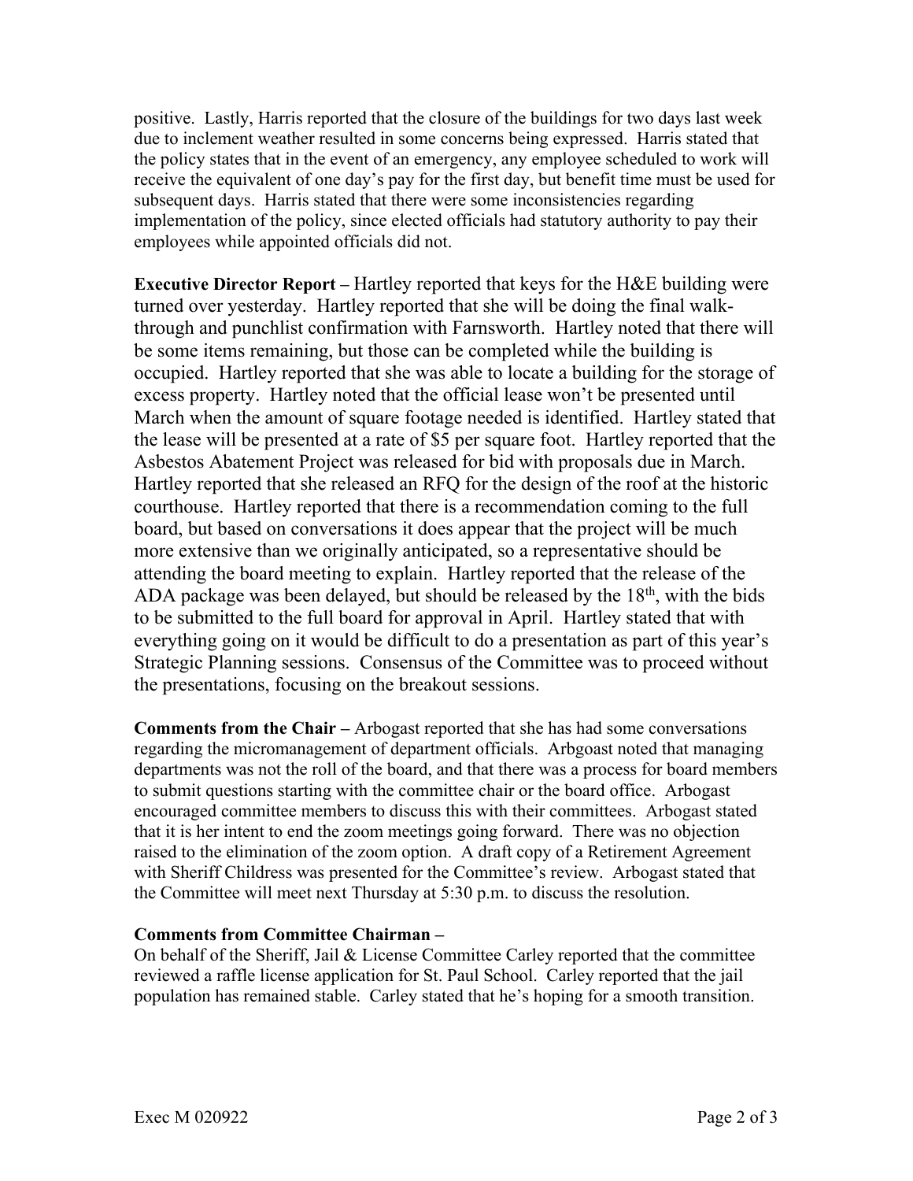positive. Lastly, Harris reported that the closure of the buildings for two days last week due to inclement weather resulted in some concerns being expressed. Harris stated that the policy states that in the event of an emergency, any employee scheduled to work will receive the equivalent of one day's pay for the first day, but benefit time must be used for subsequent days. Harris stated that there were some inconsistencies regarding implementation of the policy, since elected officials had statutory authority to pay their employees while appointed officials did not.

**Executive Director Report –** Hartley reported that keys for the H&E building were turned over yesterday. Hartley reported that she will be doing the final walk-through and punchlist confirmation with Farnsworth. Hartley noted that there will be some items remaining, but those can be completed while the building is occupied. Hartley reported that she was able to locate a building for the storage of excess property. Hartley noted that the official lease won't be presented until March when the amount of square footage needed is identified. Hartley stated that the lease will be presented at a rate of $5 per square foot. Hartley reported that the Asbestos Abatement Project was released for bid with proposals due in March. Hartley reported that she released an RFQ for the design of the roof at the historic courthouse. Hartley reported that there is a recommendation coming to the full board, but based on conversations it does appear that the project will be much more extensive than we originally anticipated, so a representative should be attending the board meeting to explain. Hartley reported that the release of the ADA package was been delayed, but should be released by the 18th, with the bids to be submitted to the full board for approval in April. Hartley stated that with everything going on it would be difficult to do a presentation as part of this year's Strategic Planning sessions. Consensus of the Committee was to proceed without the presentations, focusing on the breakout sessions.

**Comments from the Chair –** Arbogast reported that she has had some conversations regarding the micromanagement of department officials. Arbgoast noted that managing departments was not the roll of the board, and that there was a process for board members to submit questions starting with the committee chair or the board office. Arbogast encouraged committee members to discuss this with their committees. Arbogast stated that it is her intent to end the zoom meetings going forward. There was no objection raised to the elimination of the zoom option. A draft copy of a Retirement Agreement with Sheriff Childress was presented for the Committee's review. Arbogast stated that the Committee will meet next Thursday at 5:30 p.m. to discuss the resolution.

**Comments from Committee Chairman –**
On behalf of the Sheriff, Jail & License Committee Carley reported that the committee reviewed a raffle license application for St. Paul School. Carley reported that the jail population has remained stable. Carley stated that he's hoping for a smooth transition.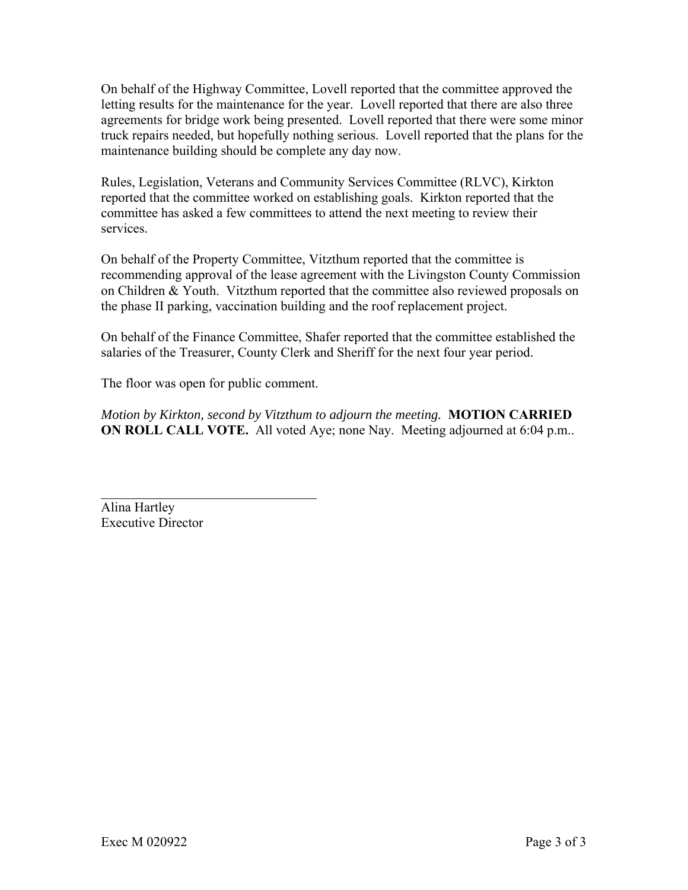On behalf of the Highway Committee, Lovell reported that the committee approved the letting results for the maintenance for the year. Lovell reported that there are also three agreements for bridge work being presented. Lovell reported that there were some minor truck repairs needed, but hopefully nothing serious. Lovell reported that the plans for the maintenance building should be complete any day now.

Rules, Legislation, Veterans and Community Services Committee (RLVC), Kirkton reported that the committee worked on establishing goals. Kirkton reported that the committee has asked a few committees to attend the next meeting to review their services.

On behalf of the Property Committee, Vitzthum reported that the committee is recommending approval of the lease agreement with the Livingston County Commission on Children & Youth. Vitzthum reported that the committee also reviewed proposals on the phase II parking, vaccination building and the roof replacement project.

On behalf of the Finance Committee, Shafer reported that the committee established the salaries of the Treasurer, County Clerk and Sheriff for the next four year period.

The floor was open for public comment.

*Motion by Kirkton, second by Vitzthum to adjourn the meeting.* **MOTION CARRIED ON ROLL CALL VOTE.** All voted Aye; none Nay. Meeting adjourned at 6:04 p.m..

\_\_\_\_\_\_\_\_\_\_\_\_\_\_\_\_\_\_\_\_\_\_\_\_\_\_\_\_\_\_\_\_

Alina Hartley
Executive Director